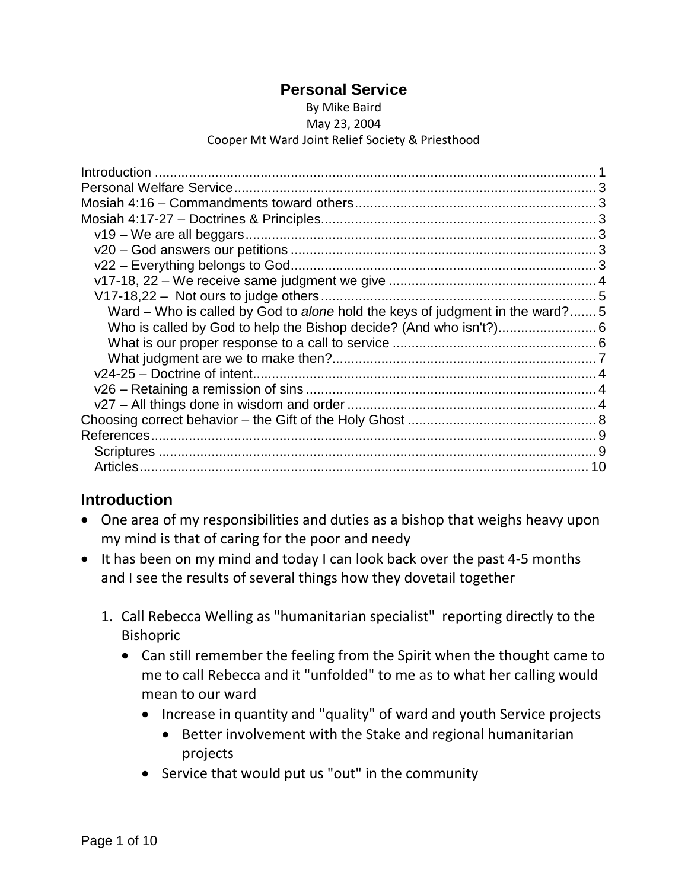# Personal Service

By Mike Baird

May 23, 2004

Cooper Mt Ward Joint Relief Society & Priesthood

Introduction ..... 1
Personal Welfare Service ..... 3
Mosiah 4:16 – Commandments toward others ..... 3
Mosiah 4:17-27 – Doctrines & Principles ..... 3
- v19 – We are all beggars ..... 3
- v20 – God answers our petitions ..... 3
- v22 – Everything belongs to God ..... 3
- v17-18, 22 – We receive same judgment we give ..... 4
- V17-18,22 – Not ours to judge others ..... 5
  - Ward – Who is called by God to *alone* hold the keys of judgment in the ward? ..... 5
  - Who is called by God to help the Bishop decide? (And who isn't?) ..... 6
  - What is our proper response to a call to service ..... 6
  - What judgment are we to make then? ..... 7
- v24-25 – Doctrine of intent ..... 4
- v26 – Retaining a remission of sins ..... 4
- v27 – All things done in wisdom and order ..... 4

Choosing correct behavior – the Gift of the Holy Ghost ..... 8
References ..... 9
- Scriptures ..... 9
- Articles ..... 10

## Introduction

- One area of my responsibilities and duties as a bishop that weighs heavy upon my mind is that of caring for the poor and needy
- It has been on my mind and today I can look back over the past 4-5 months and I see the results of several things how they dovetail together

1. Call Rebecca Welling as "humanitarian specialist" reporting directly to the Bishopric
   - Can still remember the feeling from the Spirit when the thought came to me to call Rebecca and it "unfolded" to me as to what her calling would mean to our ward
     - Increase in quantity and "quality" of ward and youth Service projects
       - Better involvement with the Stake and regional humanitarian projects
     - Service that would put us "out" in the community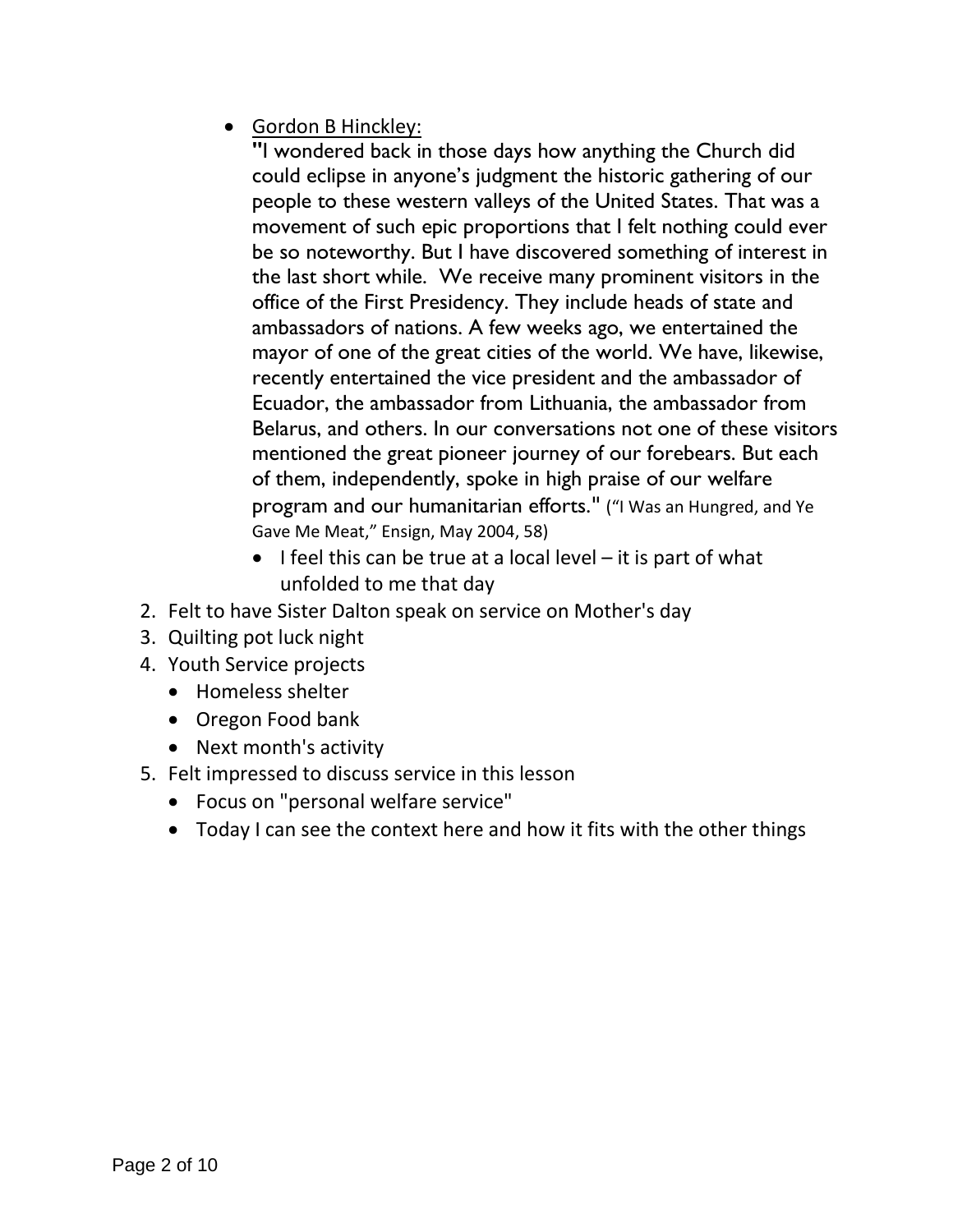- Gordon B Hinckley:

  "I wondered back in those days how anything the Church did could eclipse in anyone's judgment the historic gathering of our people to these western valleys of the United States. That was a movement of such epic proportions that I felt nothing could ever be so noteworthy. But I have discovered something of interest in the last short while. We receive many prominent visitors in the office of the First Presidency. They include heads of state and ambassadors of nations. A few weeks ago, we entertained the mayor of one of the great cities of the world. We have, likewise, recently entertained the vice president and the ambassador of Ecuador, the ambassador from Lithuania, the ambassador from Belarus, and others. In our conversations not one of these visitors mentioned the great pioneer journey of our forebears. But each of them, independently, spoke in high praise of our welfare program and our humanitarian efforts." ("I Was an Hungred, and Ye Gave Me Meat," Ensign, May 2004, 58)

  - I feel this can be true at a local level – it is part of what unfolded to me that day

2. Felt to have Sister Dalton speak on service on Mother's day
3. Quilting pot luck night
4. Youth Service projects
   - Homeless shelter
   - Oregon Food bank
   - Next month's activity
5. Felt impressed to discuss service in this lesson
   - Focus on "personal welfare service"
   - Today I can see the context here and how it fits with the other things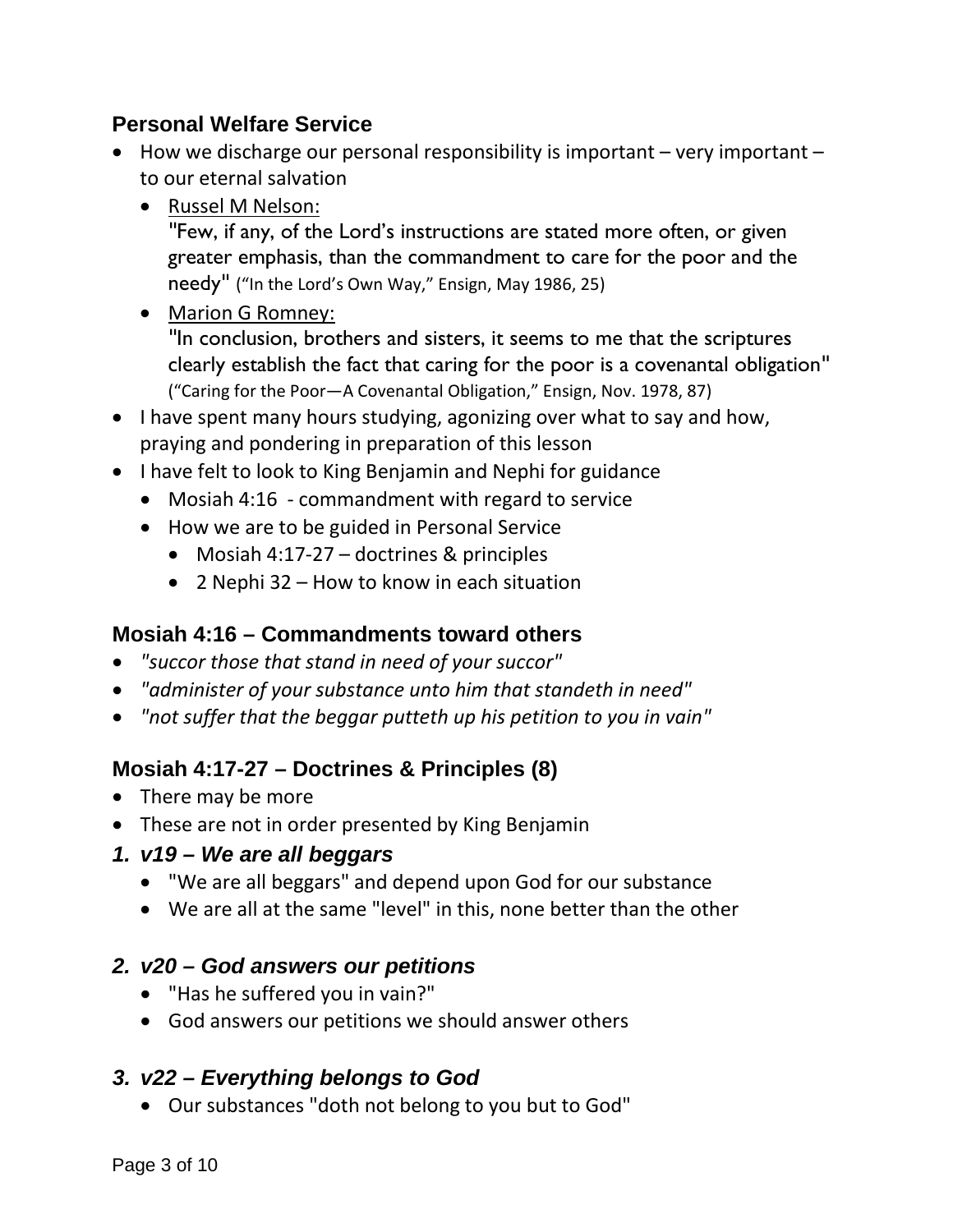## Personal Welfare Service

- How we discharge our personal responsibility is important – very important – to our eternal salvation
  - Russel M Nelson:
    "Few, if any, of the Lord's instructions are stated more often, or given greater emphasis, than the commandment to care for the poor and the needy" ("In the Lord's Own Way," Ensign, May 1986, 25)
  - Marion G Romney:
    "In conclusion, brothers and sisters, it seems to me that the scriptures clearly establish the fact that caring for the poor is a covenantal obligation" ("Caring for the Poor—A Covenantal Obligation," Ensign, Nov. 1978, 87)
- I have spent many hours studying, agonizing over what to say and how, praying and pondering in preparation of this lesson
- I have felt to look to King Benjamin and Nephi for guidance
  - Mosiah 4:16 - commandment with regard to service
  - How we are to be guided in Personal Service
    - Mosiah 4:17-27 – doctrines & principles
    - 2 Nephi 32 – How to know in each situation

## Mosiah 4:16 – Commandments toward others

- *"succor those that stand in need of your succor"*
- *"administer of your substance unto him that standeth in need"*
- *"not suffer that the beggar putteth up his petition to you in vain"*

## Mosiah 4:17-27 – Doctrines & Principles (8)

- There may be more
- These are not in order presented by King Benjamin

### *1. v19 – We are all beggars*

- "We are all beggars" and depend upon God for our substance
- We are all at the same "level" in this, none better than the other

### *2. v20 – God answers our petitions*

- "Has he suffered you in vain?"
- God answers our petitions we should answer others

### *3. v22 – Everything belongs to God*

- Our substances "doth not belong to you but to God"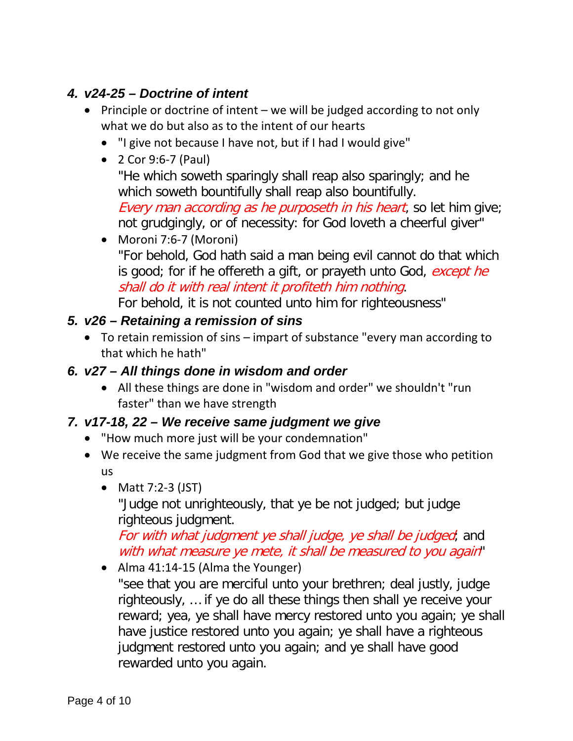### *4. v24-25 – Doctrine of intent*

- Principle or doctrine of intent – we will be judged according to not only what we do but also as to the intent of our hearts
  - "I give not because I have not, but if I had I would give"
  - 2 Cor 9:6-7 (Paul)
    "He which soweth sparingly shall reap also sparingly; and he which soweth bountifully shall reap also bountifully.
    *Every man according as he purposeth in his heart*, so let him give; not grudgingly, or of necessity: for God loveth a cheerful giver"
  - Moroni 7:6-7 (Moroni)
    "For behold, God hath said a man being evil cannot do that which is good; for if he offereth a gift, or prayeth unto God, *except he shall do it with real intent it profiteth him nothing*.
    For behold, it is not counted unto him for righteousness"

### *5. v26 – Retaining a remission of sins*

- To retain remission of sins – impart of substance "every man according to that which he hath"

### *6. v27 – All things done in wisdom and order*

- All these things are done in "wisdom and order" we shouldn't "run faster" than we have strength

### *7. v17-18, 22 – We receive same judgment we give*

- "How much more just will be your condemnation"
- We receive the same judgment from God that we give those who petition us
  - Matt 7:2-3 (JST)
    "Judge not unrighteously, that ye be not judged; but judge righteous judgment.
    *For with what judgment ye shall judge, ye shall be judged*; and *with what measure ye mete, it shall be measured to you again*"
  - Alma 41:14-15 (Alma the Younger)
    "see that you are merciful unto your brethren; deal justly, judge righteously, … if ye do all these things then shall ye receive your reward; yea, ye shall have mercy restored unto you again; ye shall have justice restored unto you again; ye shall have a righteous judgment restored unto you again; and ye shall have good rewarded unto you again.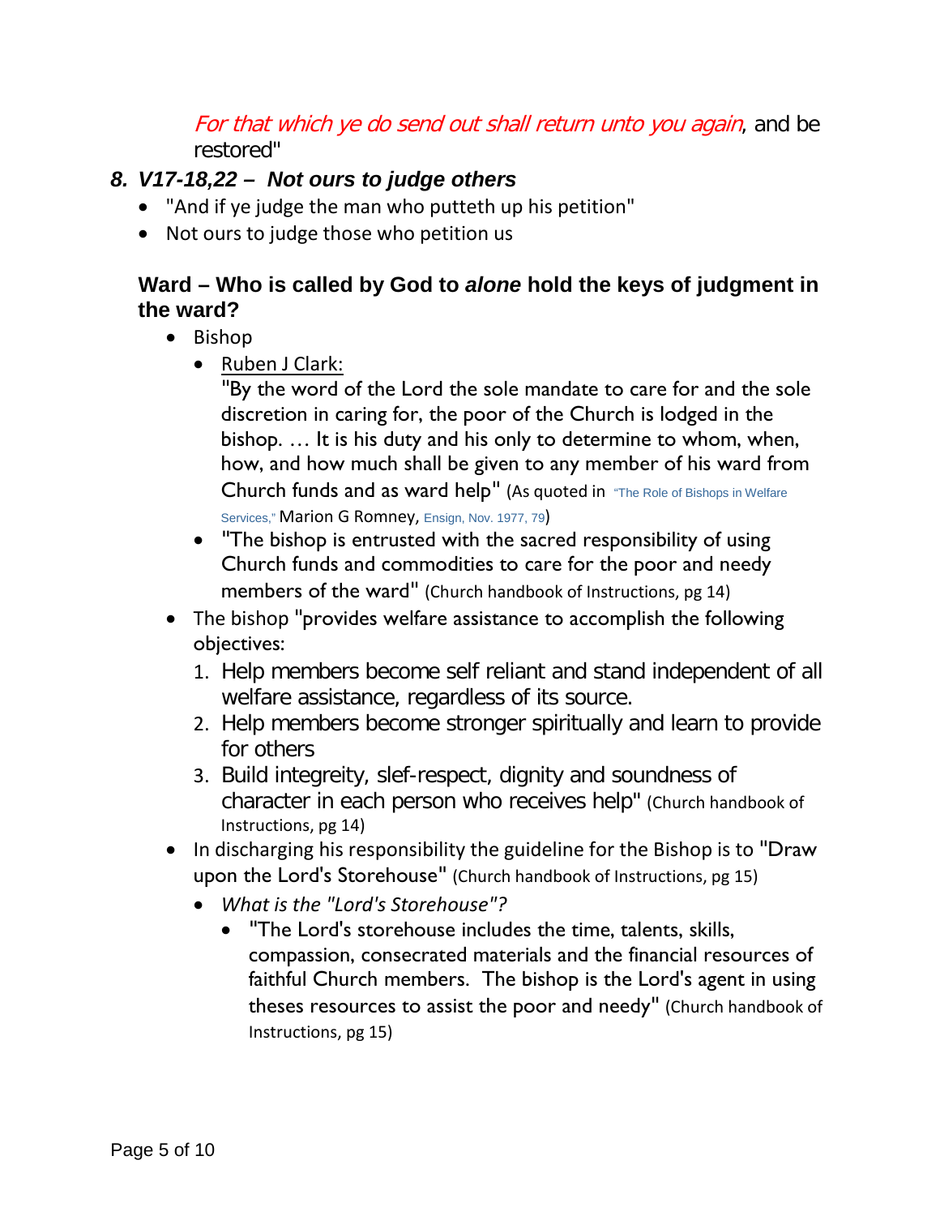*For that which ye do send out shall return unto you again*, and be restored"

### 8. *V17-18,22 – Not ours to judge others*

- "And if ye judge the man who putteth up his petition"
- Not ours to judge those who petition us

### Ward – Who is called by God to *alone* hold the keys of judgment in the ward?

- Bishop
    - Ruben J Clark:
      "By the word of the Lord the sole mandate to care for and the sole discretion in caring for, the poor of the Church is lodged in the bishop. … It is his duty and his only to determine to whom, when, how, and how much shall be given to any member of his ward from Church funds and as ward help" (As quoted in "The Role of Bishops in Welfare Services," Marion G Romney, Ensign, Nov. 1977, 79)
    - "The bishop is entrusted with the sacred responsibility of using Church funds and commodities to care for the poor and needy members of the ward" (Church handbook of Instructions, pg 14)
- The bishop "provides welfare assistance to accomplish the following objectives:
    1. Help members become self reliant and stand independent of all welfare assistance, regardless of its source.
    2. Help members become stronger spiritually and learn to provide for others
    3. Build integrity, slef-respect, dignity and soundness of character in each person who receives help" (Church handbook of Instructions, pg 14)
- In discharging his responsibility the guideline for the Bishop is to "Draw upon the Lord's Storehouse" (Church handbook of Instructions, pg 15)
    - *What is the "Lord's Storehouse"?*
        - "The Lord's storehouse includes the time, talents, skills, compassion, consecrated materials and the financial resources of faithful Church members. The bishop is the Lord's agent in using theses resources to assist the poor and needy" (Church handbook of Instructions, pg 15)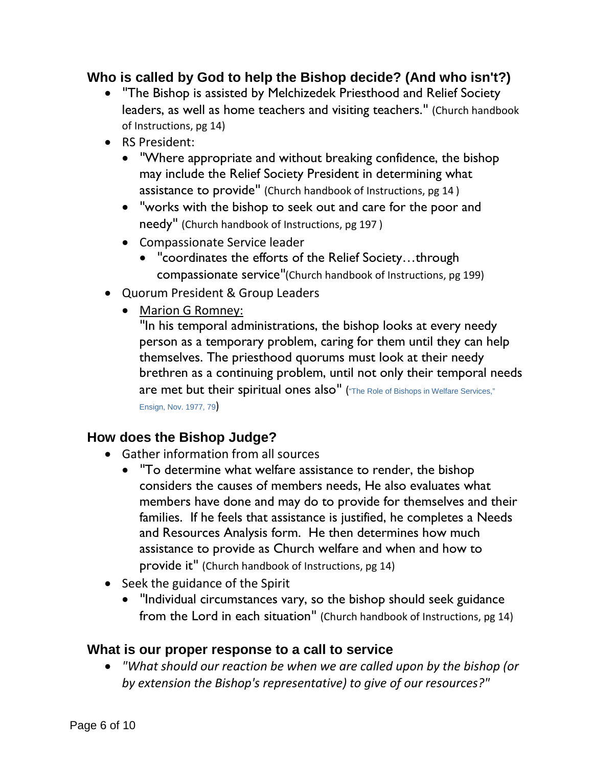## Who is called by God to help the Bishop decide? (And who isn't?)

- "The Bishop is assisted by Melchizedek Priesthood and Relief Society leaders, as well as home teachers and visiting teachers." (Church handbook of Instructions, pg 14)
- RS President:
  - "Where appropriate and without breaking confidence, the bishop may include the Relief Society President in determining what assistance to provide" (Church handbook of Instructions, pg 14 )
  - "works with the bishop to seek out and care for the poor and needy" (Church handbook of Instructions, pg 197 )
  - Compassionate Service leader
    - "coordinates the efforts of the Relief Society…through compassionate service"(Church handbook of Instructions, pg 199)
- Quorum President & Group Leaders
  - Marion G Romney:
    "In his temporal administrations, the bishop looks at every needy person as a temporary problem, caring for them until they can help themselves. The priesthood quorums must look at their needy brethren as a continuing problem, until not only their temporal needs are met but their spiritual ones also" ("The Role of Bishops in Welfare Services," Ensign, Nov. 1977, 79)

## How does the Bishop Judge?

- Gather information from all sources
  - "To determine what welfare assistance to render, the bishop considers the causes of members needs, He also evaluates what members have done and may do to provide for themselves and their families. If he feels that assistance is justified, he completes a Needs and Resources Analysis form. He then determines how much assistance to provide as Church welfare and when and how to provide it" (Church handbook of Instructions, pg 14)
- Seek the guidance of the Spirit
  - "Individual circumstances vary, so the bishop should seek guidance from the Lord in each situation" (Church handbook of Instructions, pg 14)

## What is our proper response to a call to service

- *"What should our reaction be when we are called upon by the bishop (or by extension the Bishop's representative) to give of our resources?"*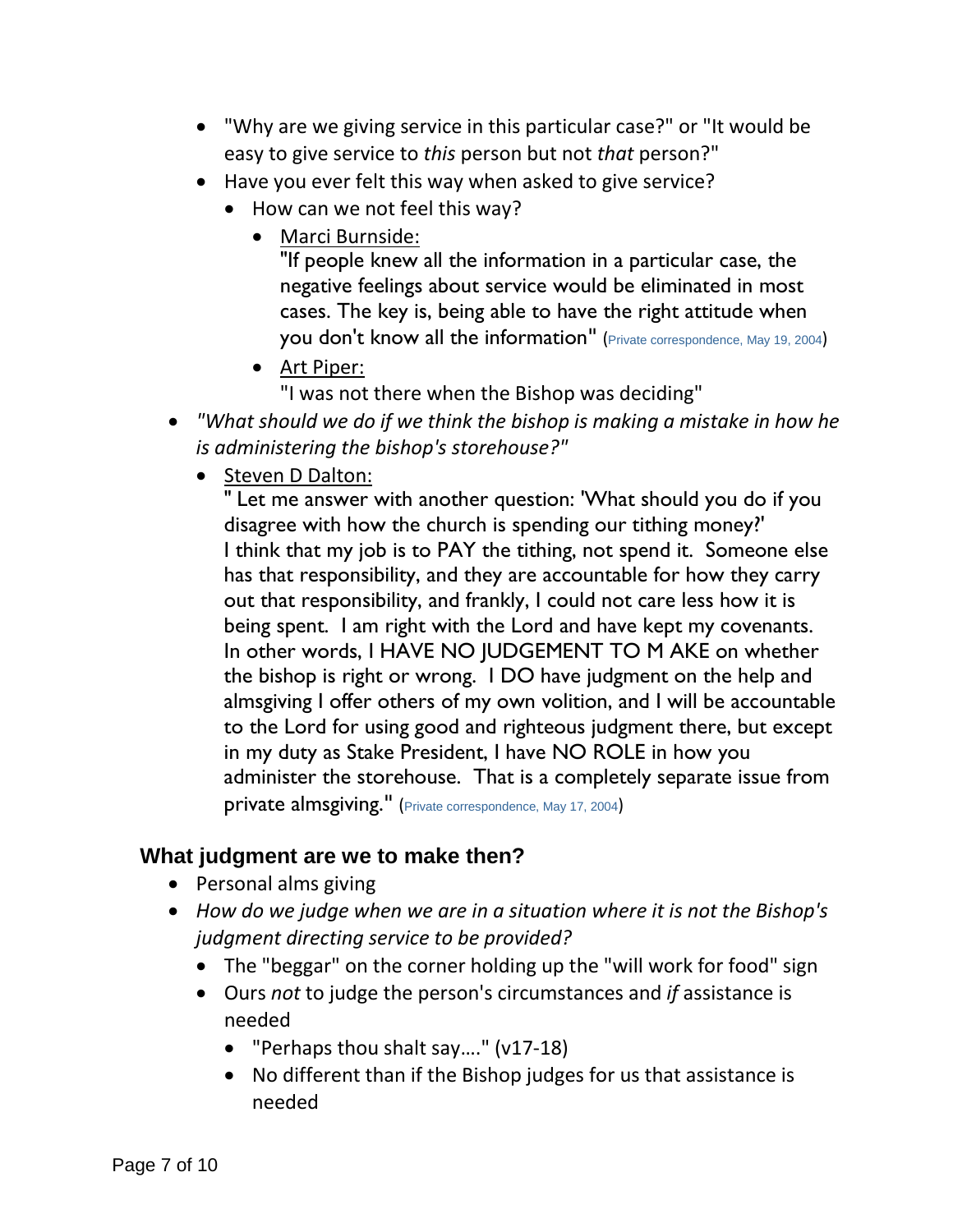- "Why are we giving service in this particular case?" or "It would be easy to give service to *this* person but not *that* person?"
- Have you ever felt this way when asked to give service?
  - How can we not feel this way?
    - Marci Burnside:
      "If people knew all the information in a particular case, the negative feelings about service would be eliminated in most cases. The key is, being able to have the right attitude when you don't know all the information" (Private correspondence, May 19, 2004)
    - Art Piper:
      "I was not there when the Bishop was deciding"
- *"What should we do if we think the bishop is making a mistake in how he is administering the bishop's storehouse?"*
  - Steven D Dalton:
    " Let me answer with another question: 'What should you do if you disagree with how the church is spending our tithing money?'
    I think that my job is to PAY the tithing, not spend it. Someone else has that responsibility, and they are accountable for how they carry out that responsibility, and frankly, I could not care less how it is being spent. I am right with the Lord and have kept my covenants. In other words, I HAVE NO JUDGEMENT TO M AKE on whether the bishop is right or wrong. I DO have judgment on the help and almsgiving I offer others of my own volition, and I will be accountable to the Lord for using good and righteous judgment there, but except in my duty as Stake President, I have NO ROLE in how you administer the storehouse. That is a completely separate issue from private almsgiving." (Private correspondence, May 17, 2004)

## What judgment are we to make then?

- Personal alms giving
- *How do we judge when we are in a situation where it is not the Bishop's judgment directing service to be provided?*
  - The "beggar" on the corner holding up the "will work for food" sign
  - Ours *not* to judge the person's circumstances and *if* assistance is needed
    - "Perhaps thou shalt say…." (v17-18)
    - No different than if the Bishop judges for us that assistance is needed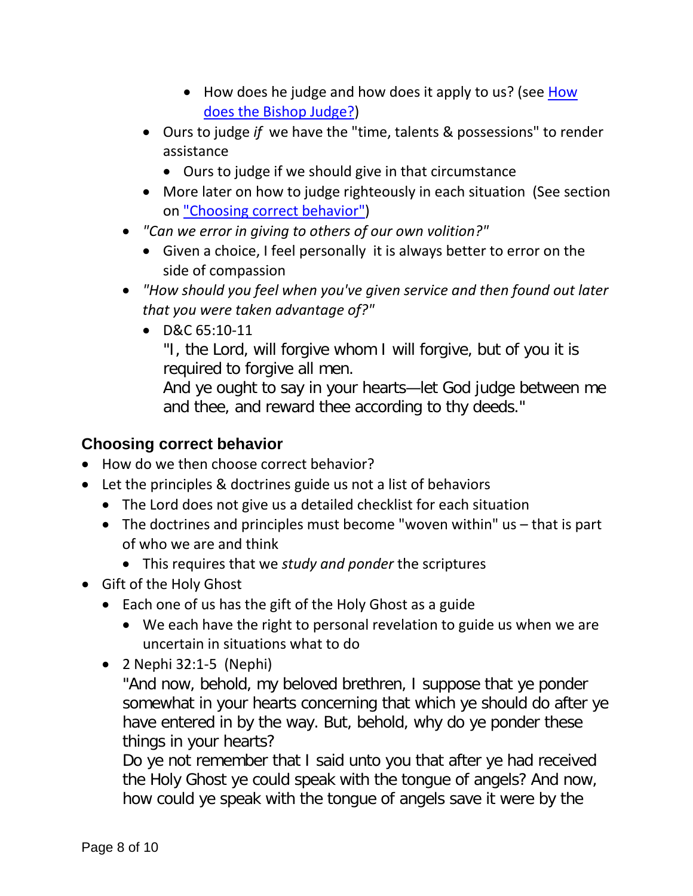- How does he judge and how does it apply to us? (see [How does the Bishop Judge?](#))
    - Ours to judge *if* we have the "time, talents & possessions" to render assistance
        - Ours to judge if we should give in that circumstance
    - More later on how to judge righteously in each situation (See section on ["Choosing correct behavior"](#))
- *"Can we error in giving to others of our own volition?"*
    - Given a choice, I feel personally it is always better to error on the side of compassion
- *"How should you feel when you've given service and then found out later that you were taken advantage of?"*
    - D&C 65:10-11
      "I, the Lord, will forgive whom I will forgive, but of you it is required to forgive all men.
      And ye ought to say in your hearts—let God judge between me and thee, and reward thee according to thy deeds."

### Choosing correct behavior

- How do we then choose correct behavior?
- Let the principles & doctrines guide us not a list of behaviors
    - The Lord does not give us a detailed checklist for each situation
    - The doctrines and principles must become "woven within" us – that is part of who we are and think
        - This requires that we *study and ponder* the scriptures
- Gift of the Holy Ghost
    - Each one of us has the gift of the Holy Ghost as a guide
        - We each have the right to personal revelation to guide us when we are uncertain in situations what to do
    - 2 Nephi 32:1-5 (Nephi)
      "And now, behold, my beloved brethren, I suppose that ye ponder somewhat in your hearts concerning that which ye should do after ye have entered in by the way. But, behold, why do ye ponder these things in your hearts?
      Do ye not remember that I said unto you that after ye had received the Holy Ghost ye could speak with the tongue of angels? And now, how could ye speak with the tongue of angels save it were by the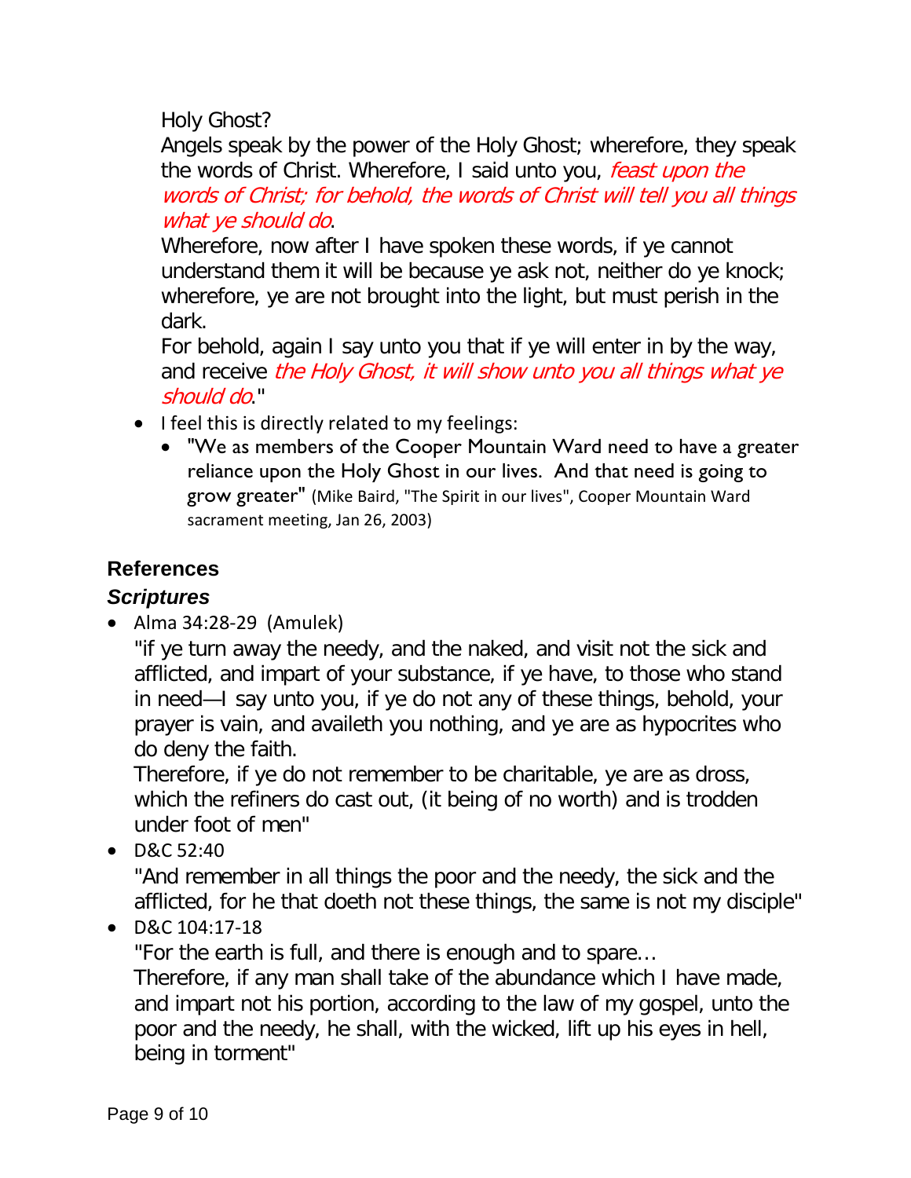Holy Ghost?

Angels speak by the power of the Holy Ghost; wherefore, they speak the words of Christ. Wherefore, I said unto you, *feast upon the words of Christ; for behold, the words of Christ will tell you all things what ye should do*.

Wherefore, now after I have spoken these words, if ye cannot understand them it will be because ye ask not, neither do ye knock; wherefore, ye are not brought into the light, but must perish in the dark.

For behold, again I say unto you that if ye will enter in by the way, and receive *the Holy Ghost, it will show unto you all things what ye should do*."

- I feel this is directly related to my feelings:
  - "We as members of the Cooper Mountain Ward need to have a greater reliance upon the Holy Ghost in our lives. And that need is going to grow greater" (Mike Baird, "The Spirit in our lives", Cooper Mountain Ward sacrament meeting, Jan 26, 2003)

## References

### *Scriptures*

- Alma 34:28-29 (Amulek)

  "if ye turn away the needy, and the naked, and visit not the sick and afflicted, and impart of your substance, if ye have, to those who stand in need—I say unto you, if ye do not any of these things, behold, your prayer is vain, and availeth you nothing, and ye are as hypocrites who do deny the faith.

  Therefore, if ye do not remember to be charitable, ye are as dross, which the refiners do cast out, (it being of no worth) and is trodden under foot of men"

- D&C 52:40

  "And remember in all things the poor and the needy, the sick and the afflicted, for he that doeth not these things, the same is not my disciple"

- D&C 104:17-18

  "For the earth is full, and there is enough and to spare…

  Therefore, if any man shall take of the abundance which I have made, and impart not his portion, according to the law of my gospel, unto the poor and the needy, he shall, with the wicked, lift up his eyes in hell, being in torment"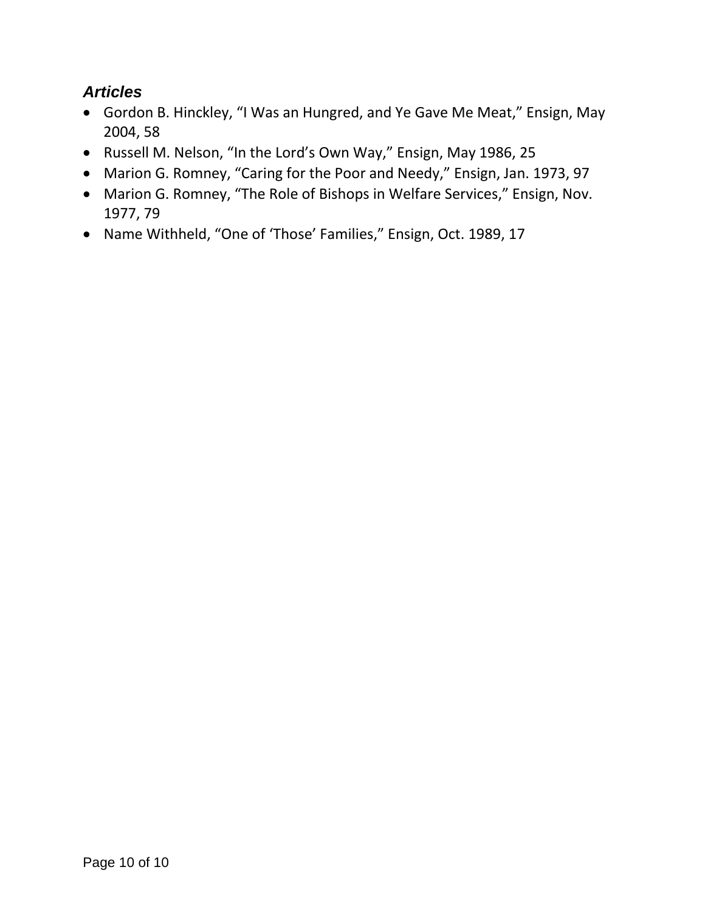### *Articles*

- Gordon B. Hinckley, “I Was an Hungred, and Ye Gave Me Meat,” Ensign, May 2004, 58
- Russell M. Nelson, “In the Lord’s Own Way,” Ensign, May 1986, 25
- Marion G. Romney, “Caring for the Poor and Needy,” Ensign, Jan. 1973, 97
- Marion G. Romney, “The Role of Bishops in Welfare Services,” Ensign, Nov. 1977, 79
- Name Withheld, “One of ‘Those’ Families,” Ensign, Oct. 1989, 17